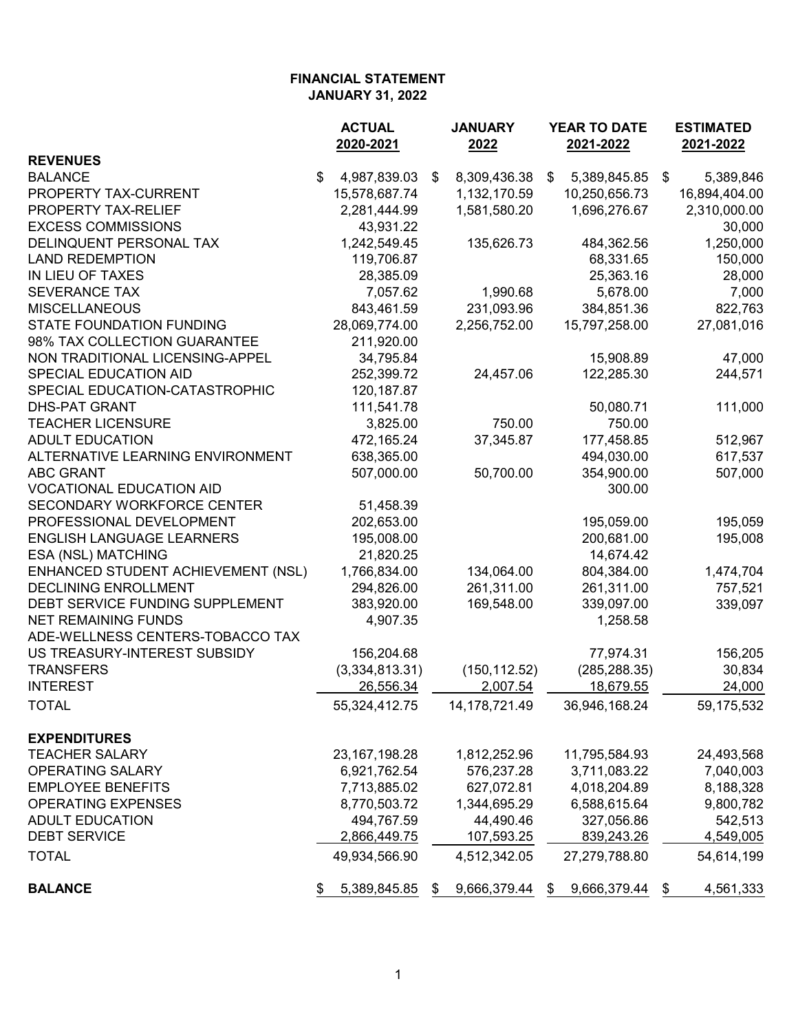# FINANCIAL STATEMENT
## JANUARY 31, 2022

| | ACTUAL 2020-2021 | JANUARY 2022 | YEAR TO DATE 2021-2022 | ESTIMATED 2021-2022 |
|---|---|---|---|---|
| **REVENUES** | | | | |
| BALANCE | $ 4,987,839.03 | $ 8,309,436.38 | $ 5,389,845.85 | $ 5,389,846 |
| PROPERTY TAX-CURRENT | 15,578,687.74 | 1,132,170.59 | 10,250,656.73 | 16,894,404.00 |
| PROPERTY TAX-RELIEF | 2,281,444.99 | 1,581,580.20 | 1,696,276.67 | 2,310,000.00 |
| EXCESS COMMISSIONS | 43,931.22 | | | 30,000 |
| DELINQUENT PERSONAL TAX | 1,242,549.45 | 135,626.73 | 484,362.56 | 1,250,000 |
| LAND REDEMPTION | 119,706.87 | | 68,331.65 | 150,000 |
| IN LIEU OF TAXES | 28,385.09 | | 25,363.16 | 28,000 |
| SEVERANCE TAX | 7,057.62 | 1,990.68 | 5,678.00 | 7,000 |
| MISCELLANEOUS | 843,461.59 | 231,093.96 | 384,851.36 | 822,763 |
| STATE FOUNDATION FUNDING | 28,069,774.00 | 2,256,752.00 | 15,797,258.00 | 27,081,016 |
| 98% TAX COLLECTION GUARANTEE | 211,920.00 | | | |
| NON TRADITIONAL LICENSING-APPEL | 34,795.84 | | 15,908.89 | 47,000 |
| SPECIAL EDUCATION AID | 252,399.72 | 24,457.06 | 122,285.30 | 244,571 |
| SPECIAL EDUCATION-CATASTROPHIC | 120,187.87 | | | |
| DHS-PAT GRANT | 111,541.78 | | 50,080.71 | 111,000 |
| TEACHER LICENSURE | 3,825.00 | 750.00 | 750.00 | |
| ADULT EDUCATION | 472,165.24 | 37,345.87 | 177,458.85 | 512,967 |
| ALTERNATIVE LEARNING ENVIRONMENT | 638,365.00 | | 494,030.00 | 617,537 |
| ABC GRANT | 507,000.00 | 50,700.00 | 354,900.00 | 507,000 |
| VOCATIONAL EDUCATION AID | | | 300.00 | |
| SECONDARY WORKFORCE CENTER | 51,458.39 | | | |
| PROFESSIONAL DEVELOPMENT | 202,653.00 | | 195,059.00 | 195,059 |
| ENGLISH LANGUAGE LEARNERS | 195,008.00 | | 200,681.00 | 195,008 |
| ESA (NSL) MATCHING | 21,820.25 | | 14,674.42 | |
| ENHANCED STUDENT ACHIEVEMENT (NSL) | 1,766,834.00 | 134,064.00 | 804,384.00 | 1,474,704 |
| DECLINING ENROLLMENT | 294,826.00 | 261,311.00 | 261,311.00 | 757,521 |
| DEBT SERVICE FUNDING SUPPLEMENT | 383,920.00 | 169,548.00 | 339,097.00 | 339,097 |
| NET REMAINING FUNDS | 4,907.35 | | 1,258.58 | |
| ADE-WELLNESS CENTERS-TOBACCO TAX | | | | |
| US TREASURY-INTEREST SUBSIDY | 156,204.68 | | 77,974.31 | 156,205 |
| TRANSFERS | (3,334,813.31) | (150,112.52) | (285,288.35) | 30,834 |
| INTEREST | 26,556.34 | 2,007.54 | 18,679.55 | 24,000 |
| TOTAL | 55,324,412.75 | 14,178,721.49 | 36,946,168.24 | 59,175,532 |
| **EXPENDITURES** | | | | |
| TEACHER SALARY | 23,167,198.28 | 1,812,252.96 | 11,795,584.93 | 24,493,568 |
| OPERATING SALARY | 6,921,762.54 | 576,237.28 | 3,711,083.22 | 7,040,003 |
| EMPLOYEE BENEFITS | 7,713,885.02 | 627,072.81 | 4,018,204.89 | 8,188,328 |
| OPERATING EXPENSES | 8,770,503.72 | 1,344,695.29 | 6,588,615.64 | 9,800,782 |
| ADULT EDUCATION | 494,767.59 | 44,490.46 | 327,056.86 | 542,513 |
| DEBT SERVICE | 2,866,449.75 | 107,593.25 | 839,243.26 | 4,549,005 |
| TOTAL | 49,934,566.90 | 4,512,342.05 | 27,279,788.80 | 54,614,199 |
| **BALANCE** | $ 5,389,845.85 | $ 9,666,379.44 | $ 9,666,379.44 | $ 4,561,333 |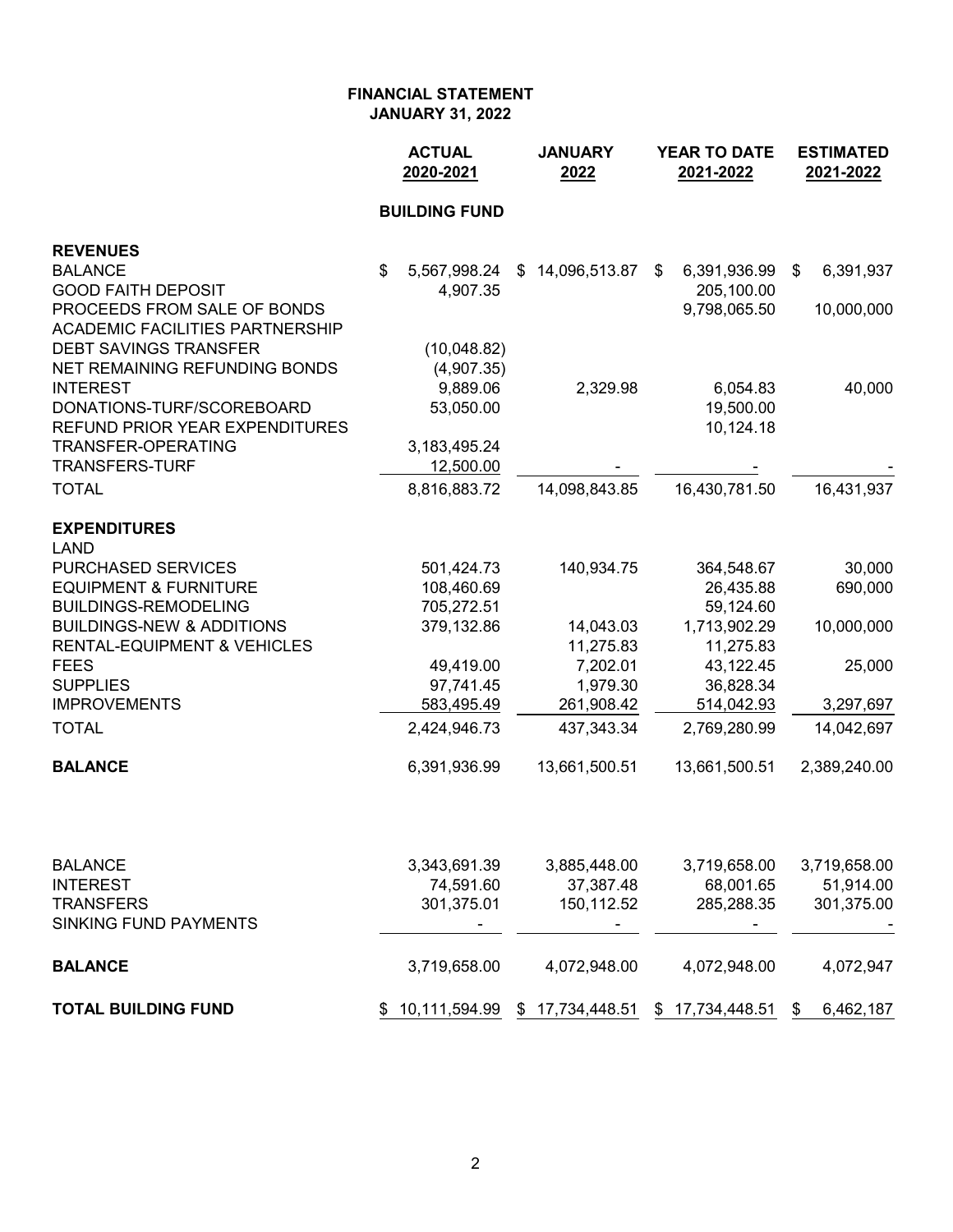# FINANCIAL STATEMENT
## JANUARY 31, 2022

| | ACTUAL 2020-2021 | JANUARY 2022 | YEAR TO DATE 2021-2022 | ESTIMATED 2021-2022 |
|---|---|---|---|---|
| | **BUILDING FUND** | | | |
| **REVENUES** | | | | |
| BALANCE | $ 5,567,998.24 | $ 14,096,513.87 | $ 6,391,936.99 | $ 6,391,937 |
| GOOD FAITH DEPOSIT | 4,907.35 | | 205,100.00 | |
| PROCEEDS FROM SALE OF BONDS | | | 9,798,065.50 | 10,000,000 |
| ACADEMIC FACILITIES PARTNERSHIP | | | | |
| DEBT SAVINGS TRANSFER | (10,048.82) | | | |
| NET REMAINING REFUNDING BONDS | (4,907.35) | | | |
| INTEREST | 9,889.06 | 2,329.98 | 6,054.83 | 40,000 |
| DONATIONS-TURF/SCOREBOARD | 53,050.00 | | 19,500.00 | |
| REFUND PRIOR YEAR EXPENDITURES | | | 10,124.18 | |
| TRANSFER-OPERATING | 3,183,495.24 | | | |
| TRANSFERS-TURF | 12,500.00 | - | - | - |
| TOTAL | 8,816,883.72 | 14,098,843.85 | 16,430,781.50 | 16,431,937 |
| **EXPENDITURES** | | | | |
| LAND | | | | |
| PURCHASED SERVICES | 501,424.73 | 140,934.75 | 364,548.67 | 30,000 |
| EQUIPMENT & FURNITURE | 108,460.69 | | 26,435.88 | 690,000 |
| BUILDINGS-REMODELING | 705,272.51 | | 59,124.60 | |
| BUILDINGS-NEW & ADDITIONS | 379,132.86 | 14,043.03 | 1,713,902.29 | 10,000,000 |
| RENTAL-EQUIPMENT & VEHICLES | | 11,275.83 | 11,275.83 | |
| FEES | 49,419.00 | 7,202.01 | 43,122.45 | 25,000 |
| SUPPLIES | 97,741.45 | 1,979.30 | 36,828.34 | |
| IMPROVEMENTS | 583,495.49 | 261,908.42 | 514,042.93 | 3,297,697 |
| TOTAL | 2,424,946.73 | 437,343.34 | 2,769,280.99 | 14,042,697 |
| **BALANCE** | 6,391,936.99 | 13,661,500.51 | 13,661,500.51 | 2,389,240.00 |
| | | | | |
| BALANCE | 3,343,691.39 | 3,885,448.00 | 3,719,658.00 | 3,719,658.00 |
| INTEREST | 74,591.60 | 37,387.48 | 68,001.65 | 51,914.00 |
| TRANSFERS | 301,375.01 | 150,112.52 | 285,288.35 | 301,375.00 |
| SINKING FUND PAYMENTS | - | - | - | - |
| **BALANCE** | 3,719,658.00 | 4,072,948.00 | 4,072,948.00 | 4,072,947 |
| **TOTAL BUILDING FUND** | $ 10,111,594.99 | $ 17,734,448.51 | $ 17,734,448.51 | $ 6,462,187 |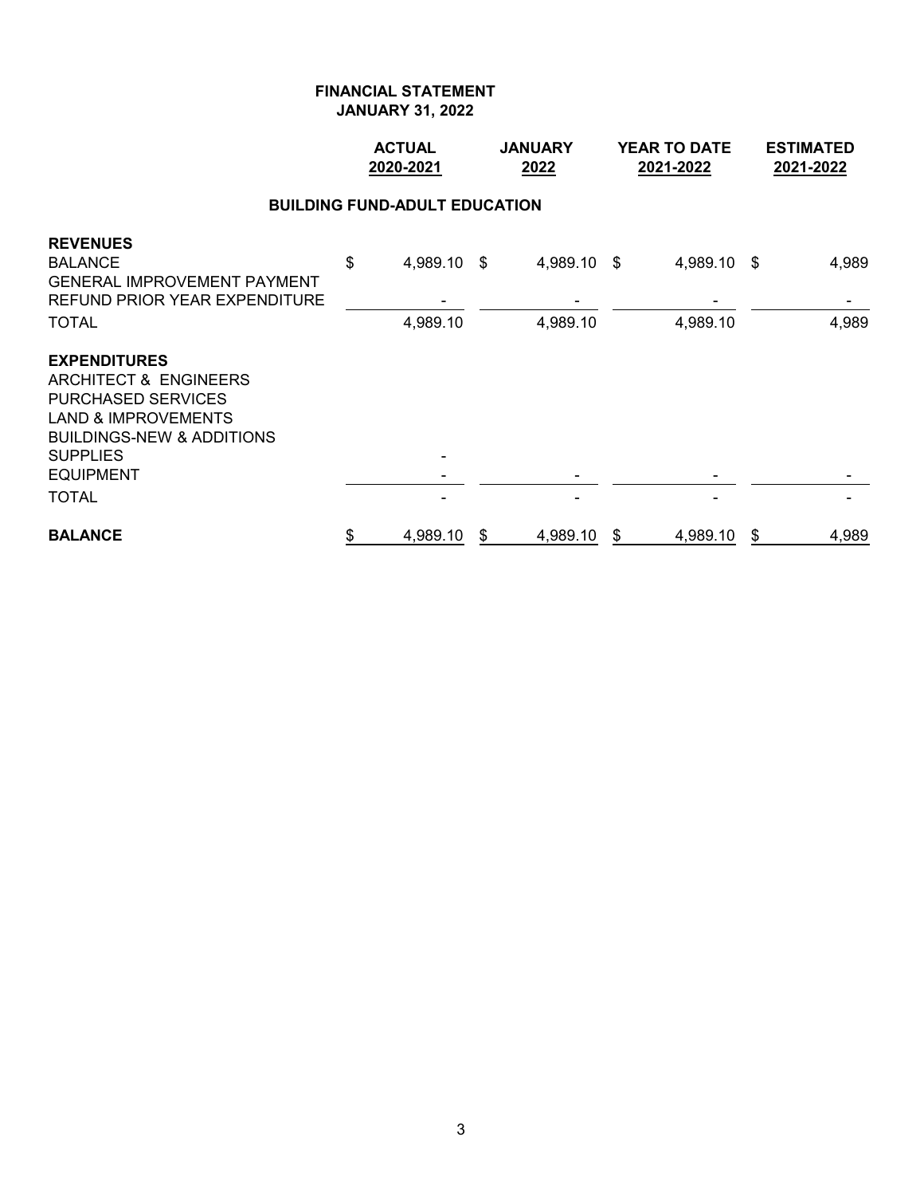**FINANCIAL STATEMENT**
**JANUARY 31, 2022**

| | ACTUAL 2020-2021 | JANUARY 2022 | YEAR TO DATE 2021-2022 | ESTIMATED 2021-2022 |
|---|---|---|---|---|
| **BUILDING FUND-ADULT EDUCATION** | | | | |
| **REVENUES** | | | | |
| BALANCE | $ 4,989.10 | $ 4,989.10 | $ 4,989.10 | $ 4,989 |
| GENERAL IMPROVEMENT PAYMENT | | | | |
| REFUND PRIOR YEAR EXPENDITURE | - | - | - | - |
| TOTAL | 4,989.10 | 4,989.10 | 4,989.10 | 4,989 |
| **EXPENDITURES** | | | | |
| ARCHITECT & ENGINEERS | | | | |
| PURCHASED SERVICES | | | | |
| LAND & IMPROVEMENTS | | | | |
| BUILDINGS-NEW & ADDITIONS | | | | |
| SUPPLIES | - | | | |
| EQUIPMENT | - | - | - | - |
| TOTAL | - | - | - | - |
| **BALANCE** | $ 4,989.10 | $ 4,989.10 | $ 4,989.10 | $ 4,989 |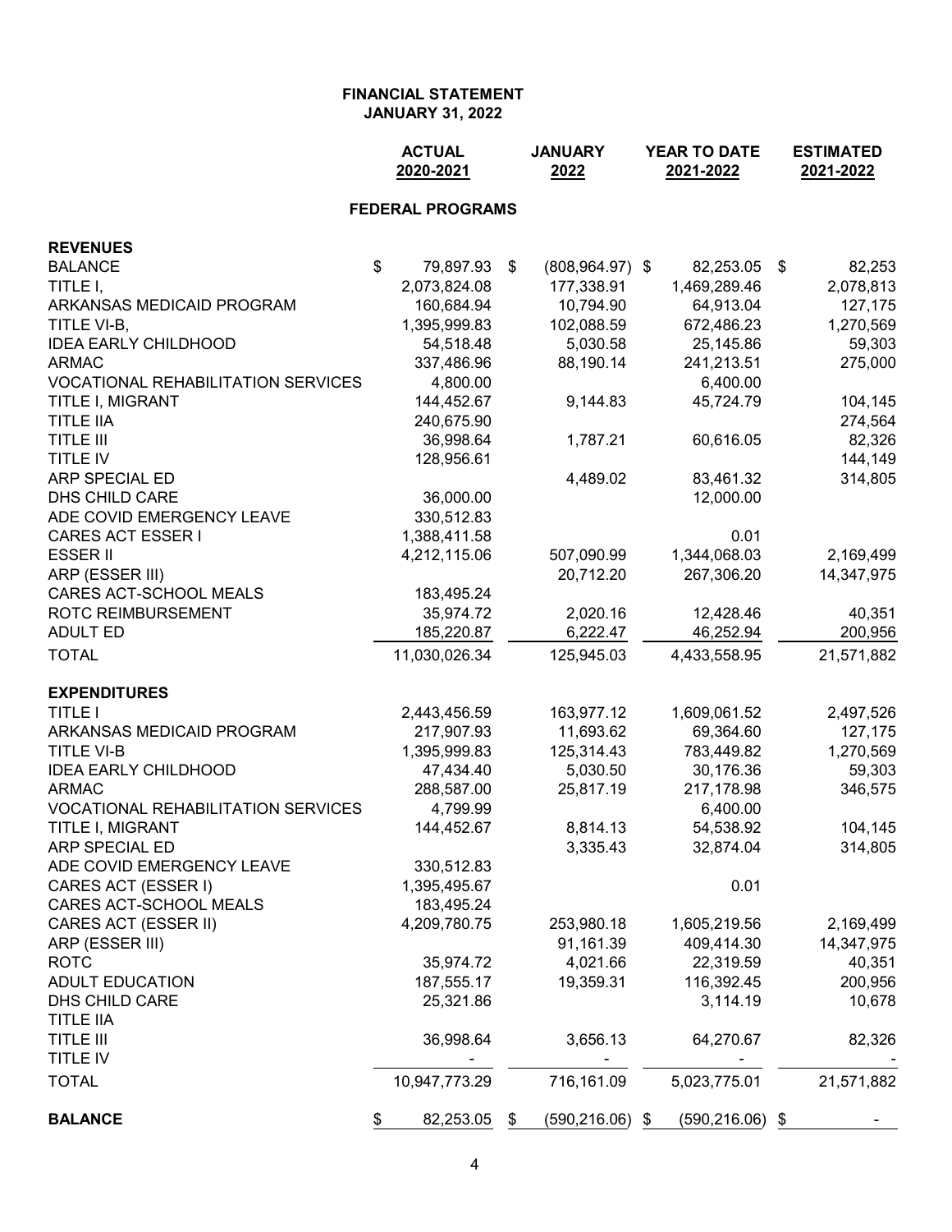# FINANCIAL STATEMENT
## JANUARY 31, 2022

| | ACTUAL 2020-2021 | JANUARY 2022 | YEAR TO DATE 2021-2022 | ESTIMATED 2021-2022 |
|---|---|---|---|---|
| **FEDERAL PROGRAMS** | | | | |
| **REVENUES** | | | | |
| BALANCE | $ 79,897.93 | $ (808,964.97) | $ 82,253.05 | $ 82,253 |
| TITLE I, | 2,073,824.08 | 177,338.91 | 1,469,289.46 | 2,078,813 |
| ARKANSAS MEDICAID PROGRAM | 160,684.94 | 10,794.90 | 64,913.04 | 127,175 |
| TITLE VI-B, | 1,395,999.83 | 102,088.59 | 672,486.23 | 1,270,569 |
| IDEA EARLY CHILDHOOD | 54,518.48 | 5,030.58 | 25,145.86 | 59,303 |
| ARMAC | 337,486.96 | 88,190.14 | 241,213.51 | 275,000 |
| VOCATIONAL REHABILITATION SERVICES | 4,800.00 | | 6,400.00 | |
| TITLE I, MIGRANT | 144,452.67 | 9,144.83 | 45,724.79 | 104,145 |
| TITLE IIA | 240,675.90 | | | 274,564 |
| TITLE III | 36,998.64 | 1,787.21 | 60,616.05 | 82,326 |
| TITLE IV | 128,956.61 | | | 144,149 |
| ARP SPECIAL ED | | 4,489.02 | 83,461.32 | 314,805 |
| DHS CHILD CARE | 36,000.00 | | 12,000.00 | |
| ADE COVID EMERGENCY LEAVE | 330,512.83 | | | |
| CARES ACT ESSER I | 1,388,411.58 | | 0.01 | |
| ESSER II | 4,212,115.06 | 507,090.99 | 1,344,068.03 | 2,169,499 |
| ARP (ESSER III) | | 20,712.20 | 267,306.20 | 14,347,975 |
| CARES ACT-SCHOOL MEALS | 183,495.24 | | | |
| ROTC REIMBURSEMENT | 35,974.72 | 2,020.16 | 12,428.46 | 40,351 |
| ADULT ED | 185,220.87 | 6,222.47 | 46,252.94 | 200,956 |
| TOTAL | 11,030,026.34 | 125,945.03 | 4,433,558.95 | 21,571,882 |
| **EXPENDITURES** | | | | |
| TITLE I | 2,443,456.59 | 163,977.12 | 1,609,061.52 | 2,497,526 |
| ARKANSAS MEDICAID PROGRAM | 217,907.93 | 11,693.62 | 69,364.60 | 127,175 |
| TITLE VI-B | 1,395,999.83 | 125,314.43 | 783,449.82 | 1,270,569 |
| IDEA EARLY CHILDHOOD | 47,434.40 | 5,030.50 | 30,176.36 | 59,303 |
| ARMAC | 288,587.00 | 25,817.19 | 217,178.98 | 346,575 |
| VOCATIONAL REHABILITATION SERVICES | 4,799.99 | | 6,400.00 | |
| TITLE I, MIGRANT | 144,452.67 | 8,814.13 | 54,538.92 | 104,145 |
| ARP SPECIAL ED | | 3,335.43 | 32,874.04 | 314,805 |
| ADE COVID EMERGENCY LEAVE | 330,512.83 | | | |
| CARES ACT (ESSER I) | 1,395,495.67 | | 0.01 | |
| CARES ACT-SCHOOL MEALS | 183,495.24 | | | |
| CARES ACT (ESSER II) | 4,209,780.75 | 253,980.18 | 1,605,219.56 | 2,169,499 |
| ARP (ESSER III) | | 91,161.39 | 409,414.30 | 14,347,975 |
| ROTC | 35,974.72 | 4,021.66 | 22,319.59 | 40,351 |
| ADULT EDUCATION | 187,555.17 | 19,359.31 | 116,392.45 | 200,956 |
| DHS CHILD CARE | 25,321.86 | | 3,114.19 | 10,678 |
| TITLE IIA | | | | |
| TITLE III | 36,998.64 | 3,656.13 | 64,270.67 | 82,326 |
| TITLE IV | - | - | - | - |
| TOTAL | 10,947,773.29 | 716,161.09 | 5,023,775.01 | 21,571,882 |
| **BALANCE** | $ 82,253.05 | $ (590,216.06) | $ (590,216.06) | $ - |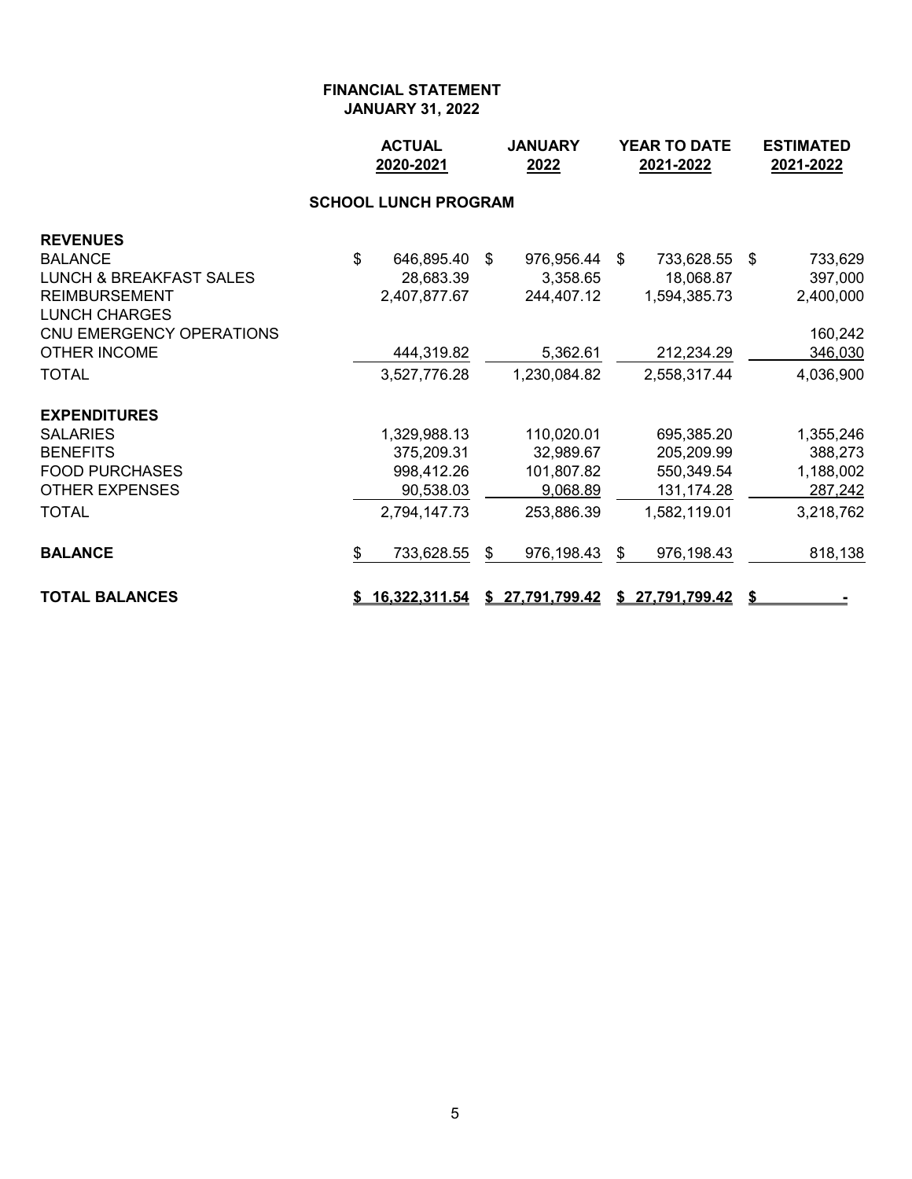# FINANCIAL STATEMENT
## JANUARY 31, 2022

| | ACTUAL 2020-2021 | JANUARY 2022 | YEAR TO DATE 2021-2022 | ESTIMATED 2021-2022 |
|---|---|---|---|---|
| **SCHOOL LUNCH PROGRAM** | | | | |
| **REVENUES** | | | | |
| BALANCE | $ 646,895.40 | $ 976,956.44 | $ 733,628.55 | $ 733,629 |
| LUNCH & BREAKFAST SALES | 28,683.39 | 3,358.65 | 18,068.87 | 397,000 |
| REIMBURSEMENT | 2,407,877.67 | 244,407.12 | 1,594,385.73 | 2,400,000 |
| LUNCH CHARGES | | | | |
| CNU EMERGENCY OPERATIONS | | | | 160,242 |
| OTHER INCOME | 444,319.82 | 5,362.61 | 212,234.29 | 346,030 |
| TOTAL | 3,527,776.28 | 1,230,084.82 | 2,558,317.44 | 4,036,900 |
| **EXPENDITURES** | | | | |
| SALARIES | 1,329,988.13 | 110,020.01 | 695,385.20 | 1,355,246 |
| BENEFITS | 375,209.31 | 32,989.67 | 205,209.99 | 388,273 |
| FOOD PURCHASES | 998,412.26 | 101,807.82 | 550,349.54 | 1,188,002 |
| OTHER EXPENSES | 90,538.03 | 9,068.89 | 131,174.28 | 287,242 |
| TOTAL | 2,794,147.73 | 253,886.39 | 1,582,119.01 | 3,218,762 |
| **BALANCE** | $ 733,628.55 | $ 976,198.43 | $ 976,198.43 | 818,138 |
| **TOTAL BALANCES** | **$ 16,322,311.54** | **$ 27,791,799.42** | **$ 27,791,799.42** | **$ -** |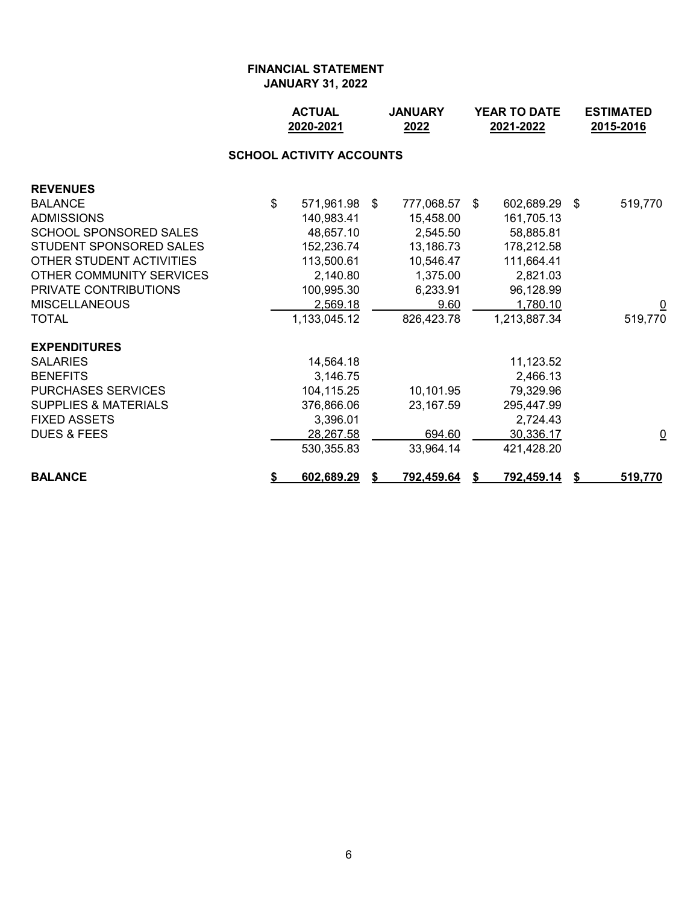# FINANCIAL STATEMENT
## JANUARY 31, 2022

### SCHOOL ACTIVITY ACCOUNTS

| | ACTUAL 2020-2021 | JANUARY 2022 | YEAR TO DATE 2021-2022 | ESTIMATED 2015-2016 |
|---|---|---|---|---|
| **REVENUES** | | | | |
| BALANCE | $ 571,961.98 | $ 777,068.57 | $ 602,689.29 | $ 519,770 |
| ADMISSIONS | 140,983.41 | 15,458.00 | 161,705.13 | |
| SCHOOL SPONSORED SALES | 48,657.10 | 2,545.50 | 58,885.81 | |
| STUDENT SPONSORED SALES | 152,236.74 | 13,186.73 | 178,212.58 | |
| OTHER STUDENT ACTIVITIES | 113,500.61 | 10,546.47 | 111,664.41 | |
| OTHER COMMUNITY SERVICES | 2,140.80 | 1,375.00 | 2,821.03 | |
| PRIVATE CONTRIBUTIONS | 100,995.30 | 6,233.91 | 96,128.99 | |
| MISCELLANEOUS | 2,569.18 | 9.60 | 1,780.10 | 0 |
| TOTAL | 1,133,045.12 | 826,423.78 | 1,213,887.34 | 519,770 |
| **EXPENDITURES** | | | | |
| SALARIES | 14,564.18 | | 11,123.52 | |
| BENEFITS | 3,146.75 | | 2,466.13 | |
| PURCHASES SERVICES | 104,115.25 | 10,101.95 | 79,329.96 | |
| SUPPLIES & MATERIALS | 376,866.06 | 23,167.59 | 295,447.99 | |
| FIXED ASSETS | 3,396.01 | | 2,724.43 | |
| DUES & FEES | 28,267.58 | 694.60 | 30,336.17 | 0 |
| | 530,355.83 | 33,964.14 | 421,428.20 | |
| **BALANCE** | **$ 602,689.29** | **$ 792,459.64** | **$ 792,459.14** | **$ 519,770** |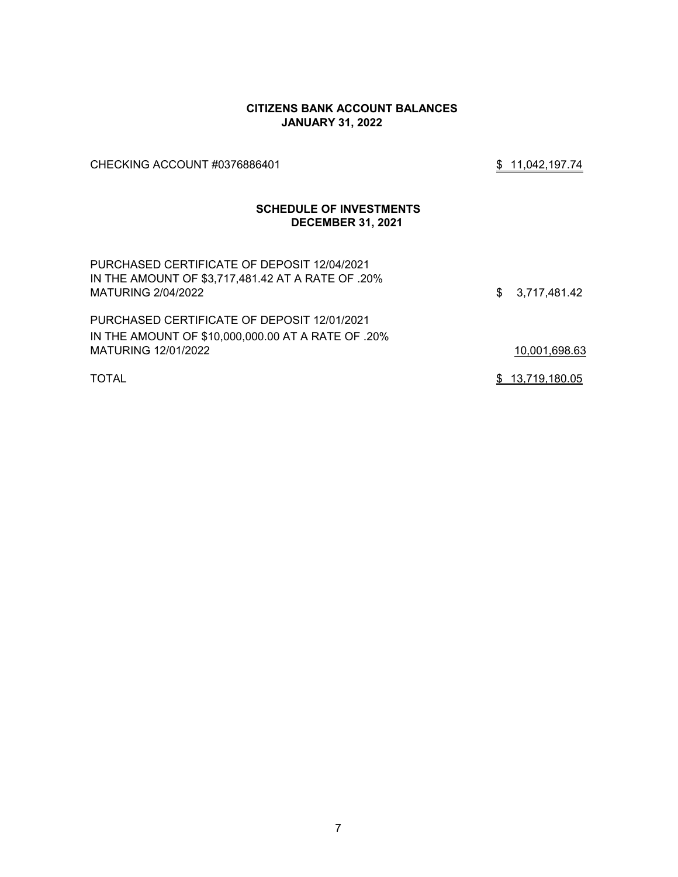## CITIZENS BANK ACCOUNT BALANCES
## JANUARY 31, 2022

| | |
|---|---|
| CHECKING ACCOUNT #0376886401 | $ 11,042,197.74 |

## SCHEDULE OF INVESTMENTS
## DECEMBER 31, 2021

| | |
|---|---|
| PURCHASED CERTIFICATE OF DEPOSIT 12/04/2021 IN THE AMOUNT OF $3,717,481.42 AT A RATE OF .20% MATURING 2/04/2022 | $ 3,717,481.42 |
| PURCHASED CERTIFICATE OF DEPOSIT 12/01/2021 IN THE AMOUNT OF $10,000,000.00 AT A RATE OF .20% MATURING 12/01/2022 | 10,001,698.63 |
| TOTAL | $ 13,719,180.05 |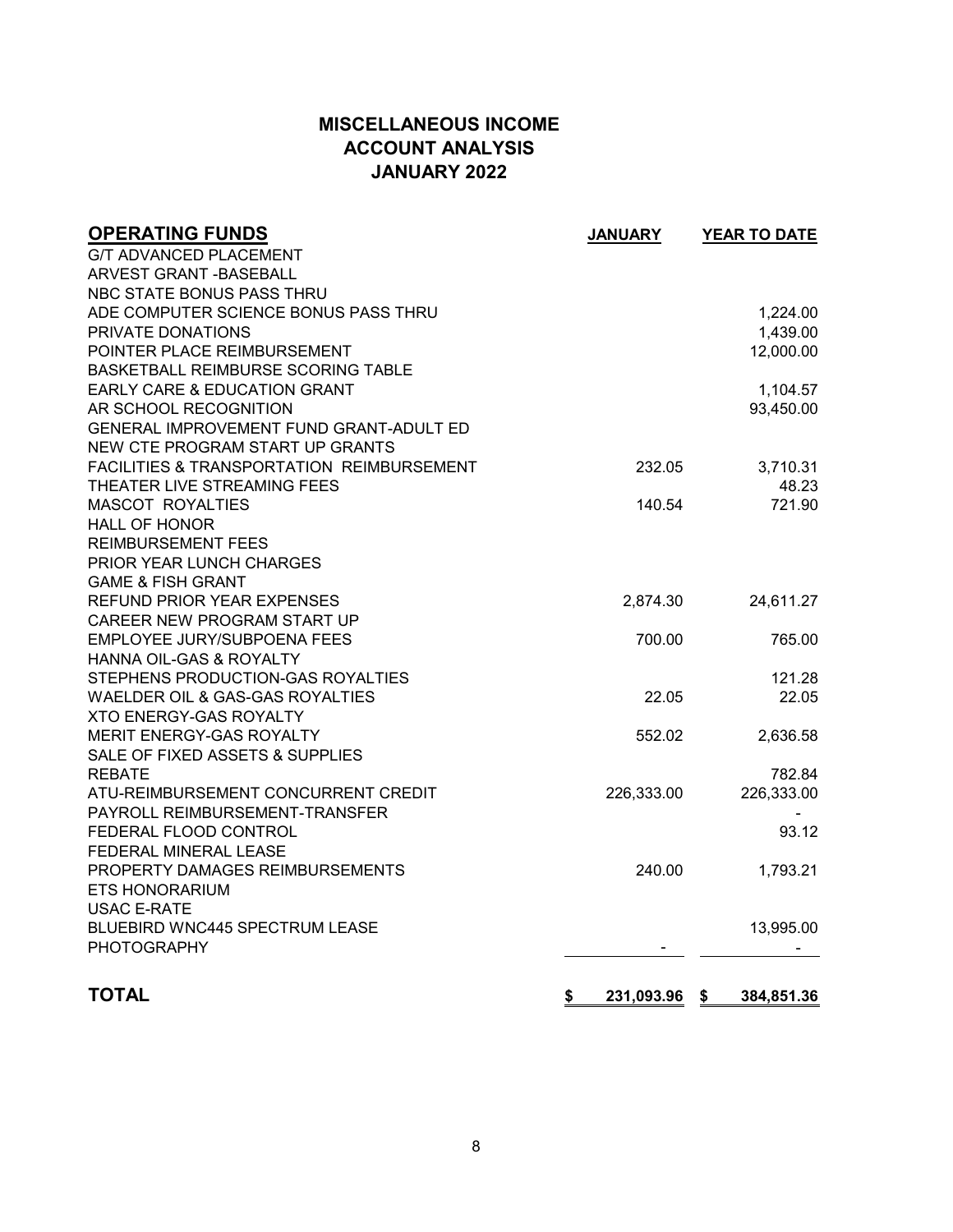# MISCELLANEOUS INCOME
## ACCOUNT ANALYSIS
## JANUARY 2022

| OPERATING FUNDS | JANUARY | YEAR TO DATE |
|---|---|---|
| G/T ADVANCED PLACEMENT | | |
| ARVEST GRANT -BASEBALL | | |
| NBC STATE BONUS PASS THRU | | |
| ADE COMPUTER SCIENCE BONUS PASS THRU | | 1,224.00 |
| PRIVATE DONATIONS | | 1,439.00 |
| POINTER PLACE REIMBURSEMENT | | 12,000.00 |
| BASKETBALL REIMBURSE SCORING TABLE | | |
| EARLY CARE & EDUCATION GRANT | | 1,104.57 |
| AR SCHOOL RECOGNITION | | 93,450.00 |
| GENERAL IMPROVEMENT FUND GRANT-ADULT ED | | |
| NEW CTE PROGRAM START UP GRANTS | | |
| FACILITIES & TRANSPORTATION REIMBURSEMENT | 232.05 | 3,710.31 |
| THEATER LIVE STREAMING FEES | | 48.23 |
| MASCOT ROYALTIES | 140.54 | 721.90 |
| HALL OF HONOR | | |
| REIMBURSEMENT FEES | | |
| PRIOR YEAR LUNCH CHARGES | | |
| GAME & FISH GRANT | | |
| REFUND PRIOR YEAR EXPENSES | 2,874.30 | 24,611.27 |
| CAREER NEW PROGRAM START UP | | |
| EMPLOYEE JURY/SUBPOENA FEES | 700.00 | 765.00 |
| HANNA OIL-GAS & ROYALTY | | |
| STEPHENS PRODUCTION-GAS ROYALTIES | | 121.28 |
| WAELDER OIL & GAS-GAS ROYALTIES | 22.05 | 22.05 |
| XTO ENERGY-GAS ROYALTY | | |
| MERIT ENERGY-GAS ROYALTY | 552.02 | 2,636.58 |
| SALE OF FIXED ASSETS & SUPPLIES | | |
| REBATE | | 782.84 |
| ATU-REIMBURSEMENT CONCURRENT CREDIT | 226,333.00 | 226,333.00 |
| PAYROLL REIMBURSEMENT-TRANSFER | | - |
| FEDERAL FLOOD CONTROL | | 93.12 |
| FEDERAL MINERAL LEASE | | |
| PROPERTY DAMAGES REIMBURSEMENTS | 240.00 | 1,793.21 |
| ETS HONORARIUM | | |
| USAC E-RATE | | |
| BLUEBIRD WNC445 SPECTRUM LEASE | | 13,995.00 |
| PHOTOGRAPHY | - | - |
| **TOTAL** | **$ 231,093.96** | **$ 384,851.36** |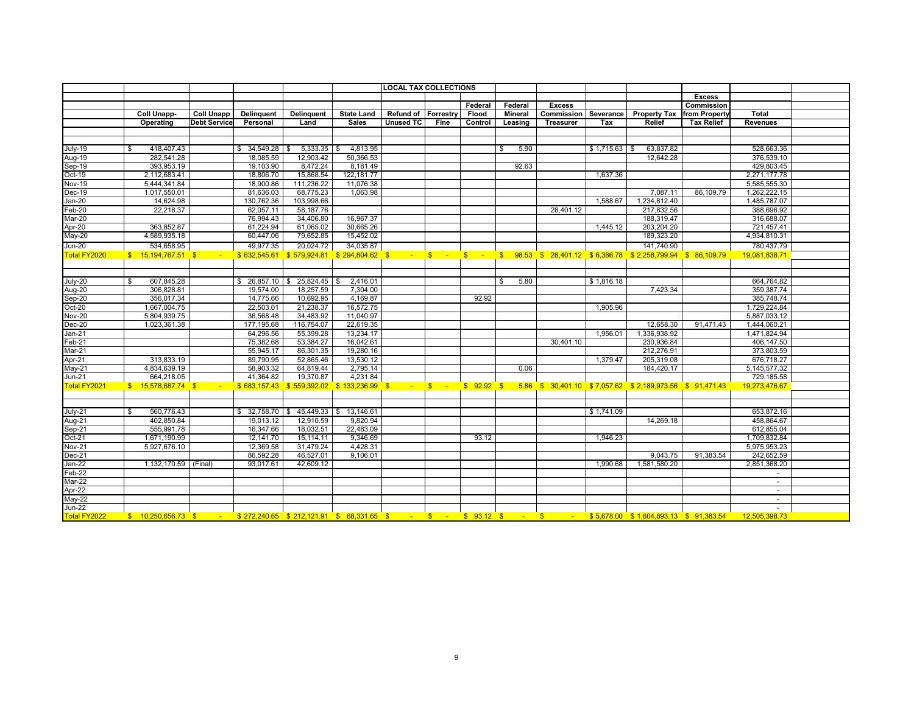| | | | | | | LOCAL TAX COLLECTIONS | | | | | | | | |
|---|---|---|---|---|---|---|---|---|---|---|---|---|---|---|
| | **Coll Unapp- Operating** | **Coll Unapp Debt Service** | **Delinquent Personal** | **Delinquent Land** | **State Land Sales** | **Refund of Unused TC** | **Forrestry Fine** | **Federal Flood Control** | **Federal Mineral Leasing** | **Excess Commission Treasurer** | **Severance Tax** | **Property Tax Relief** | **Excess Commission from Property Tax Relief** | **Total Revenues** |
| July-19 | $ 418,407.43 | | $ 34,549.28 | $ 5,333.35 | $ 4,813.95 | | | | $ 5.90 | | $ 1,715.63 | $ 63,837.82 | | 528,663.36 |
| Aug-19 | 282,541.28 | | 18,085.59 | 12,903.42 | 50,366.53 | | | | | | | 12,642.28 | | 376,539.10 |
| Sep-19 | 393,953.19 | | 19,103.90 | 8,472.24 | 8,181.49 | | | | 92.63 | | | | | 429,803.45 |
| Oct-19 | 2,112,683.41 | | 18,806.70 | 15,868.54 | 122,181.77 | | | | | | 1,637.36 | | | 2,271,177.78 |
| Nov-19 | 5,444,341.84 | | 18,900.86 | 111,236.22 | 11,076.38 | | | | | | | | | 5,585,555.30 |
| Dec-19 | 1,017,550.01 | | 81,636.03 | 68,775.23 | 1,063.98 | | | | | | | 7,087.11 | 86,109.79 | 1,262,222.15 |
| Jan-20 | 14,624.98 | | 130,762.36 | 103,998.66 | | | | | | | 1,588.67 | 1,234,812.40 | | 1,485,787.07 |
| Feb-20 | 22,218.37 | | 62,057.11 | 58,187.76 | | | | | | 28,401.12 | | 217,832.56 | | 388,696.92 |
| Mar-20 | | | 76,994.43 | 34,406.80 | 16,967.37 | | | | | | | 188,319.47 | | 316,688.07 |
| Apr-20 | 363,852.87 | | 61,224.94 | 61,065.02 | 30,665.26 | | | | | | 1,445.12 | 203,204.20 | | 721,457.41 |
| May-20 | 4,589,935.18 | | 60,447.06 | 79,652.85 | 15,452.02 | | | | | | | 189,323.20 | | 4,934,810.31 |
| Jun-20 | 534,658.95 | | 49,977.35 | 20,024.72 | 34,035.87 | | | | | | | 141,740.90 | | 780,437.79 |
| Total FY2020 | $ 15,194,767.51 | $ - | $ 632,545.61 | $ 579,924.81 | $ 294,804.62 | $ - | $ - | $ - | $ 98.53 | $ 28,401.12 | $ 6,386.78 | $ 2,258,799.94 | $ 86,109.79 | 19,081,838.71 |
| | | | | | | | | | | | | | | |
| July-20 | $ 607,845.28 | | $ 26,857.10 | $ 25,824.45 | $ 2,416.01 | | | | $ 5.80 | | $ 1,816.18 | | | 664,764.82 |
| Aug-20 | 306,828.81 | | 19,574.00 | 18,257.59 | 7,304.00 | | | | | | | 7,423.34 | | 359,387.74 |
| Sep-20 | 356,017.34 | | 14,775.66 | 10,692.95 | 4,169.87 | | | 92.92 | | | | | | 385,748.74 |
| Oct-20 | 1,667,004.75 | | 22,503.01 | 21,238.37 | 16,572.75 | | | | | | 1,905.96 | | | 1,729,224.84 |
| Nov-20 | 5,804,939.75 | | 36,568.48 | 34,483.92 | 11,040.97 | | | | | | | | | 5,887,033.12 |
| Dec-20 | 1,023,361.38 | | 177,195.68 | 116,754.07 | 22,619.35 | | | | | | | 12,658.30 | 91,471.43 | 1,444,060.21 |
| Jan-21 | | | 64,296.56 | 55,399.28 | 13,234.17 | | | | | | 1,956.01 | 1,336,938.92 | | 1,471,824.94 |
| Feb-21 | | | 75,382.68 | 53,384.27 | 16,042.61 | | | | | 30,401.10 | | 230,936.84 | | 406,147.50 |
| Mar-21 | | | 55,945.17 | 86,301.35 | 19,280.16 | | | | | | | 212,276.91 | | 373,803.59 |
| Apr-21 | 313,833.19 | | 89,790.95 | 52,865.46 | 13,530.12 | | | | | | 1,379.47 | 205,319.08 | | 676,718.27 |
| May-21 | 4,834,639.19 | | 58,903.32 | 64,819.44 | 2,795.14 | | | | 0.06 | | | 184,420.17 | | 5,145,577.32 |
| Jun-21 | 664,218.05 | | 41,364.82 | 19,370.87 | 4,231.84 | | | | | | | | | 729,185.58 |
| Total FY2021 | $ 15,578,687.74 | $ - | $ 683,157.43 | $ 559,392.02 | $ 133,236.99 | $ - | $ - | $ 92.92 | $ 5.86 | $ 30,401.10 | $ 7,057.62 | $ 2,189,973.56 | $ 91,471.43 | 19,273,476.67 |
| | | | | | | | | | | | | | | |
| July-21 | $ 560,776.43 | | $ 32,758.70 | $ 45,449.33 | $ 13,146.61 | | | | | | $ 1,741.09 | | | 653,872.16 |
| Aug-21 | 402,850.84 | | 19,013.12 | 12,910.59 | 9,820.94 | | | | | | | 14,269.18 | | 458,864.67 |
| Sep-21 | 555,991.78 | | 16,347.66 | 18,032.51 | 22,483.09 | | | | | | | | | 612,855.04 |
| Oct-21 | 1,671,190.99 | | 12,141.70 | 15,114.11 | 9,346.69 | | | 93.12 | | | 1,946.23 | | | 1,709,832.84 |
| Nov-21 | 5,927,676.10 | | 12,369.58 | 31,479.24 | 4,428.31 | | | | | | | | | 5,975,953.23 |
| Dec-21 | | | 86,592.28 | 46,527.01 | 9,106.01 | | | | | | | 9,043.75 | 91,383.54 | 242,652.59 |
| Jan-22 | 1,132,170.59 | (Final) | 93,017.61 | 42,609.12 | | | | | | | 1,990.68 | 1,581,580.20 | | 2,851,368.20 |
| Feb-22 | | | | | | | | | | | | | | - |
| Mar-22 | | | | | | | | | | | | | | - |
| Apr-22 | | | | | | | | | | | | | | - |
| May-22 | | | | | | | | | | | | | | - |
| Jun-22 | | | | | | | | | | | | | | - |
| Total FY2022 | $ 10,250,656.73 | $ - | $ 272,240.65 | $ 212,121.91 | $ 68,331.65 | $ - | $ - | $ 93.12 | $ - | $ - | $ 5,678.00 | $ 1,604,893.13 | $ 91,383.54 | 12,505,398.73 |